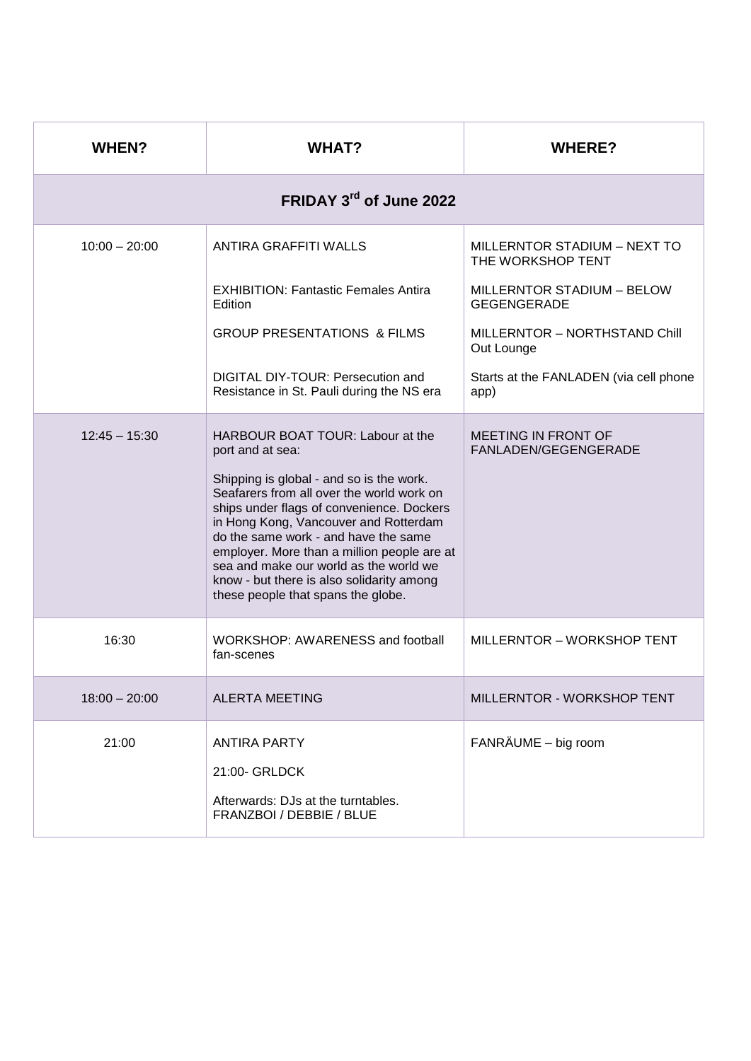| WHEN? | WHAT? | WHERE? |
|---|---|---|
| **FRIDAY 3rd of June 2022** | | |
| 10:00 – 20:00 | ANTIRA GRAFFITI WALLS<br><br>EXHIBITION: Fantastic Females Antira Edition<br><br>GROUP PRESENTATIONS & FILMS<br><br>DIGITAL DIY-TOUR: Persecution and Resistance in St. Pauli during the NS era | MILLERNTOR STADIUM – NEXT TO THE WORKSHOP TENT<br><br>MILLERNTOR STADIUM – BELOW GEGENGERADE<br><br>MILLERNTOR – NORTHSTAND Chill Out Lounge<br><br>Starts at the FANLADEN (via cell phone app) |
| 12:45 – 15:30 | HARBOUR BOAT TOUR: Labour at the port and at sea:<br><br>Shipping is global - and so is the work. Seafarers from all over the world work on ships under flags of convenience. Dockers in Hong Kong, Vancouver and Rotterdam do the same work - and have the same employer. More than a million people are at sea and make our world as the world we know - but there is also solidarity among these people that spans the globe. | MEETING IN FRONT OF FANLADEN/GEGENGERADE |
| 16:30 | WORKSHOP: AWARENESS and football fan-scenes | MILLERNTOR – WORKSHOP TENT |
| 18:00 – 20:00 | ALERTA MEETING | MILLERNTOR - WORKSHOP TENT |
| 21:00 | ANTIRA PARTY<br><br>21:00- GRLDCK<br><br>Afterwards: DJs at the turntables. FRANZBOI / DEBBIE / BLUE | FANRÄUME – big room |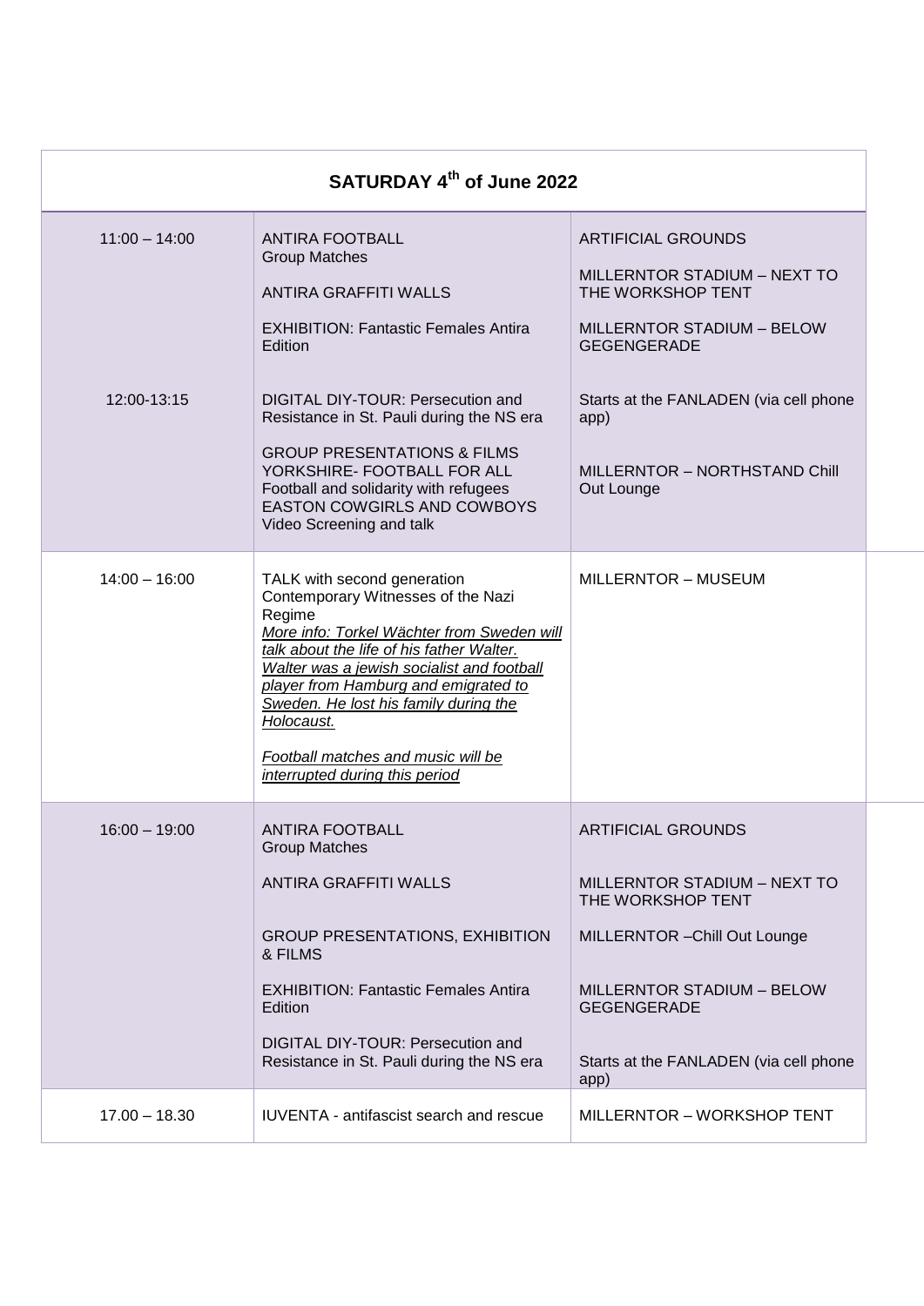| SATURDAY 4th of June 2022 | | |
|---|---|---|
| 11:00 – 14:00 | ANTIRA FOOTBALL<br>Group Matches<br><br>ANTIRA GRAFFITI WALLS<br><br>EXHIBITION: Fantastic Females Antira Edition | ARTIFICIAL GROUNDS<br><br>MILLERNTOR STADIUM – NEXT TO THE WORKSHOP TENT<br><br>MILLERNTOR STADIUM – BELOW GEGENGERADE |
| 12:00-13:15 | DIGITAL DIY-TOUR: Persecution and Resistance in St. Pauli during the NS era<br><br>GROUP PRESENTATIONS & FILMS<br>YORKSHIRE- FOOTBALL FOR ALL<br>Football and solidarity with refugees<br>EASTON COWGIRLS AND COWBOYS<br>Video Screening and talk | Starts at the FANLADEN (via cell phone app)<br><br>MILLERNTOR – NORTHSTAND Chill Out Lounge |
| 14:00 – 16:00 | TALK with second generation Contemporary Witnesses of the Nazi Regime<br>*More info: Torkel Wächter from Sweden will talk about the life of his father Walter. Walter was a jewish socialist and football player from Hamburg and emigrated to Sweden. He lost his family during the Holocaust.*<br><br>*Football matches and music will be interrupted during this period* | MILLERNTOR – MUSEUM |
| 16:00 – 19:00 | ANTIRA FOOTBALL<br>Group Matches<br><br>ANTIRA GRAFFITI WALLS<br><br>GROUP PRESENTATIONS, EXHIBITION & FILMS<br><br>EXHIBITION: Fantastic Females Antira Edition<br><br>DIGITAL DIY-TOUR: Persecution and Resistance in St. Pauli during the NS era | ARTIFICIAL GROUNDS<br><br>MILLERNTOR STADIUM – NEXT TO THE WORKSHOP TENT<br><br>MILLERNTOR –Chill Out Lounge<br><br>MILLERNTOR STADIUM – BELOW GEGENGERADE<br><br>Starts at the FANLADEN (via cell phone app) |
| 17.00 – 18.30 | IUVENTA - antifascist search and rescue | MILLERNTOR – WORKSHOP TENT |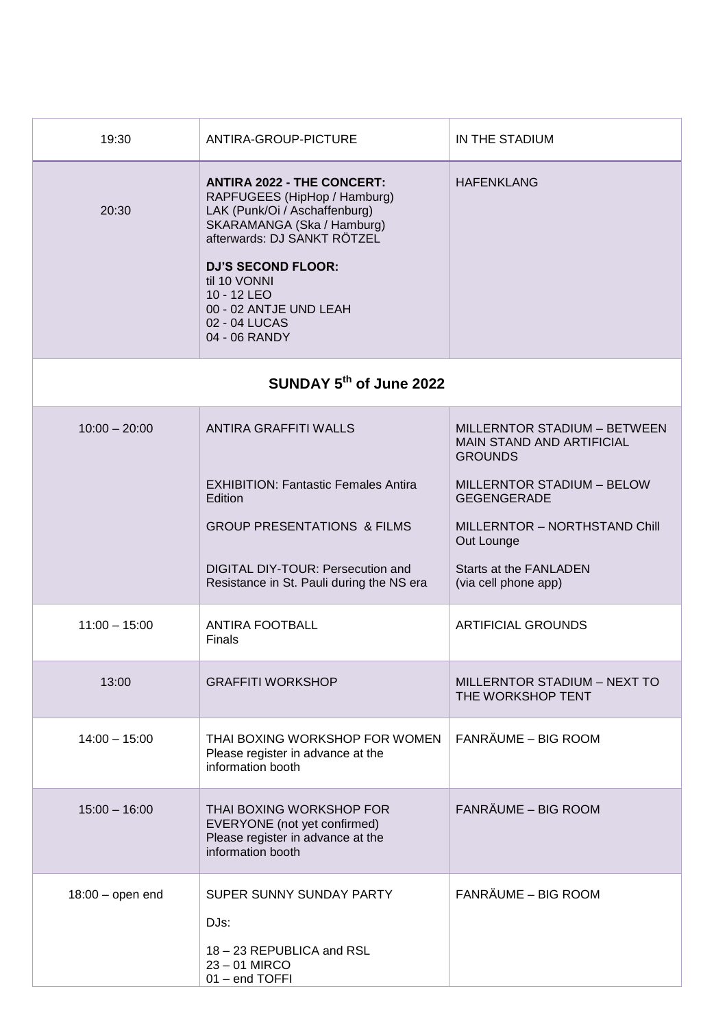| | | |
|---|---|---|
| 19:30 | ANTIRA-GROUP-PICTURE | IN THE STADIUM |
| 20:30 | **ANTIRA 2022 - THE CONCERT:**<br>RAPFUGEES (HipHop / Hamburg)<br>LAK (Punk/Oi / Aschaffenburg)<br>SKARAMANGA (Ska / Hamburg)<br>afterwards: DJ SANKT RÖTZEL<br><br>**DJ'S SECOND FLOOR:**<br>til 10 VONNI<br>10 - 12 LEO<br>00 - 02 ANTJE UND LEAH<br>02 - 04 LUCAS<br>04 - 06 RANDY | HAFENKLANG |
| **SUNDAY 5th of June 2022** | | |
| 10:00 – 20:00 | ANTIRA GRAFFITI WALLS<br><br>EXHIBITION: Fantastic Females Antira Edition<br><br>GROUP PRESENTATIONS & FILMS<br><br>DIGITAL DIY-TOUR: Persecution and Resistance in St. Pauli during the NS era | MILLERNTOR STADIUM – BETWEEN MAIN STAND AND ARTIFICIAL GROUNDS<br><br>MILLERNTOR STADIUM – BELOW GEGENGERADE<br><br>MILLERNTOR – NORTHSTAND Chill Out Lounge<br><br>Starts at the FANLADEN (via cell phone app) |
| 11:00 – 15:00 | ANTIRA FOOTBALL<br>Finals | ARTIFICIAL GROUNDS |
| 13:00 | GRAFFITI WORKSHOP | MILLERNTOR STADIUM – NEXT TO THE WORKSHOP TENT |
| 14:00 – 15:00 | THAI BOXING WORKSHOP FOR WOMEN<br>Please register in advance at the information booth | FANRÄUME – BIG ROOM |
| 15:00 – 16:00 | THAI BOXING WORKSHOP FOR EVERYONE (not yet confirmed)<br>Please register in advance at the information booth | FANRÄUME – BIG ROOM |
| 18:00 – open end | SUPER SUNNY SUNDAY PARTY<br><br>DJs:<br><br>18 – 23 REPUBLICA and RSL<br>23 – 01 MIRCO<br>01 – end TOFFI | FANRÄUME – BIG ROOM |